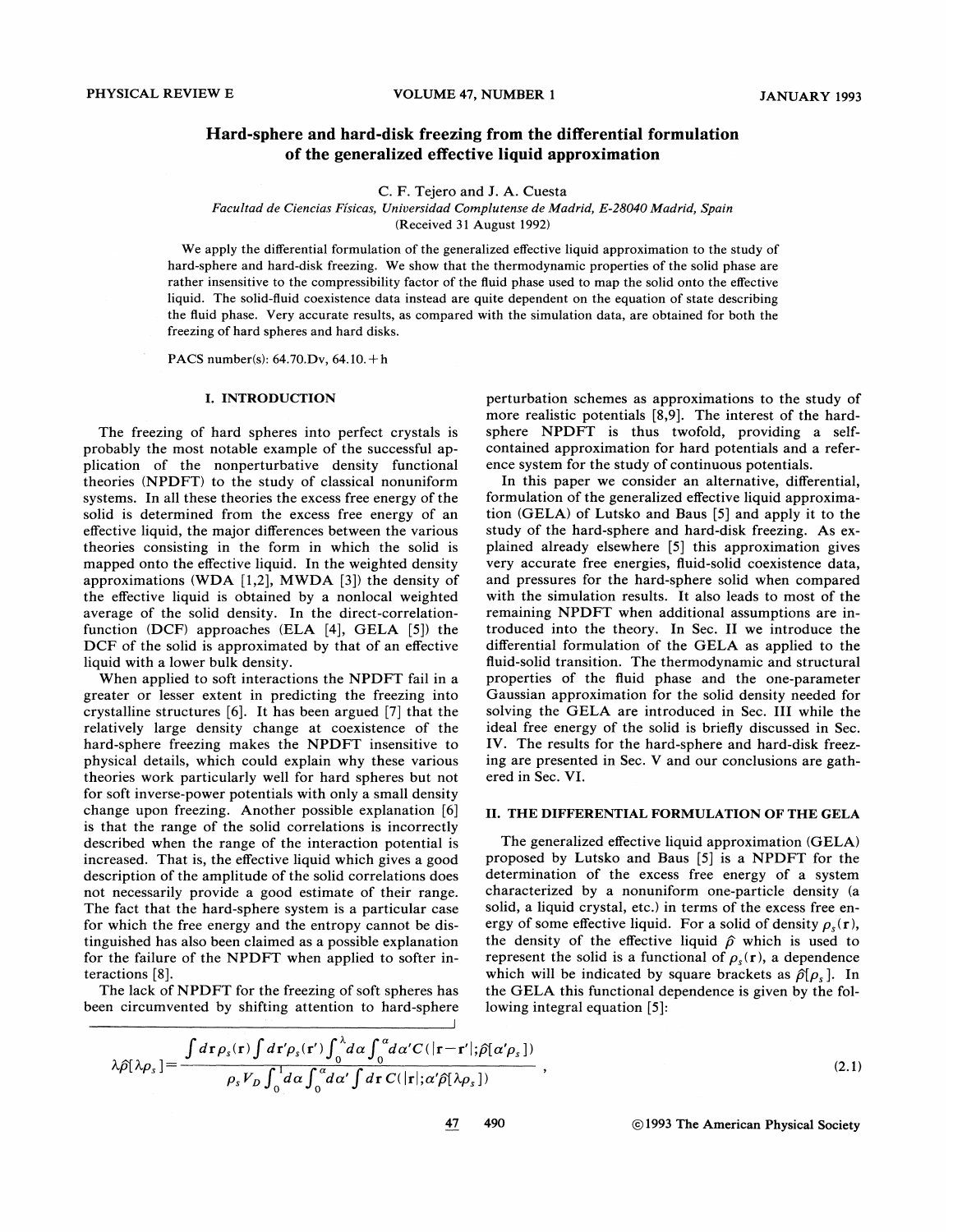# Hard-sphere and hard-disk freezing from the differential formulation of the generalized effective liquid approximation

C. F. Tejero and J. A. Cuesta

*Facultad de Ciencias Físicas, Universidad Complutense de Madrid, E-28040 Madrid, Spain*

(Received 31 August 1992)

We apply the differential formulation of the generalized effective liquid approximation to the study of hard-sphere and hard-disk freezing. We show that the thermodynamic properties of the solid phase are rather insensitive to the compressibility factor of the fluid phase used to map the solid onto the effective liquid. The solid-fluid coexistence data instead are quite dependent on the equation of state describing the fluid phase. Very accurate results, as compared with the simulation data, are obtained for both the freezing of hard spheres and hard disks.

PACS number(s): 64.70.Dv, 64.10.+h

## I. INTRODUCTION

The freezing of hard spheres into perfect crystals is probably the most notable example of the successful application of the nonperturbative density functional theories (NPDFT) to the study of classical nonuniform systems. In all these theories the excess free energy of the solid is determined from the excess free energy of an effective liquid, the major differences between the various theories consisting in the form in which the solid is mapped onto the effective liquid. In the weighted density approximations (WDA [1,2], MWDA [3]) the density of the effective liquid is obtained by a nonlocal weighted average of the solid density. In the direct-correlation-function (DCF) approaches (ELA [4], GELA [5]) the DCF of the solid is approximated by that of an effective liquid with a lower bulk density.

When applied to soft interactions the NPDFT fail in a greater or lesser extent in predicting the freezing into crystalline structures [6]. It has been argued [7] that the relatively large density change at coexistence of the hard-sphere freezing makes the NPDFT insensitive to physical details, which could explain why these various theories work particularly well for hard spheres but not for soft inverse-power potentials with only a small density change upon freezing. Another possible explanation [6] is that the range of the solid correlations is incorrectly described when the range of the interaction potential is increased. That is, the effective liquid which gives a good description of the amplitude of the solid correlations does not necessarily provide a good estimate of their range. The fact that the hard-sphere system is a particular case for which the free energy and the entropy cannot be distinguished has also been claimed as a possible explanation for the failure of the NPDFT when applied to softer interactions [8].

The lack of NPDFT for the freezing of soft spheres has been circumvented by shifting attention to hard-sphere perturbation schemes as approximations to the study of more realistic potentials [8,9]. The interest of the hard-sphere NPDFT is thus twofold, providing a self-contained approximation for hard potentials and a reference system for the study of continuous potentials.

In this paper we consider an alternative, differential, formulation of the generalized effective liquid approximation (GELA) of Lutsko and Baus [5] and apply it to the study of the hard-sphere and hard-disk freezing. As explained already elsewhere [5] this approximation gives very accurate free energies, fluid-solid coexistence data, and pressures for the hard-sphere solid when compared with the simulation results. It also leads to most of the remaining NPDFT when additional assumptions are introduced into the theory. In Sec. II we introduce the differential formulation of the GELA as applied to the fluid-solid transition. The thermodynamic and structural properties of the fluid phase and the one-parameter Gaussian approximation for the solid density needed for solving the GELA are introduced in Sec. III while the ideal free energy of the solid is briefly discussed in Sec. IV. The results for the hard-sphere and hard-disk freezing are presented in Sec. V and our conclusions are gathered in Sec. VI.

## II. THE DIFFERENTIAL FORMULATION OF THE GELA

The generalized effective liquid approximation (GELA) proposed by Lutsko and Baus [5] is a NPDFT for the determination of the excess free energy of a system characterized by a nonuniform one-particle density (a solid, a liquid crystal, etc.) in terms of the excess free energy of some effective liquid. For a solid of density $\rho_s(\mathbf{r})$, the density of the effective liquid $\hat{\rho}$ which is used to represent the solid is a functional of $\rho_s(\mathbf{r})$, a dependence which will be indicated by square brackets as $\hat{\rho}[\rho_s]$. In the GELA this functional dependence is given by the following integral equation [5]:

$$\lambda\hat{\rho}[\lambda\rho_s]=\frac{\int d\mathbf{r}\,\rho_s(\mathbf{r})\int d\mathbf{r}'\rho_s(\mathbf{r}')\int_0^{\lambda}d\alpha\int_0^{\alpha}d\alpha'\,C(|\mathbf{r}-\mathbf{r}'|;\hat{\rho}[\alpha'\rho_s])}{\rho_s V_D\int_0^1 d\alpha\int_0^{\alpha}d\alpha'\int d\mathbf{r}\,C(|\mathbf{r}|;\alpha'\hat{\rho}[\lambda\rho_s])}\,, \tag{2.1}$$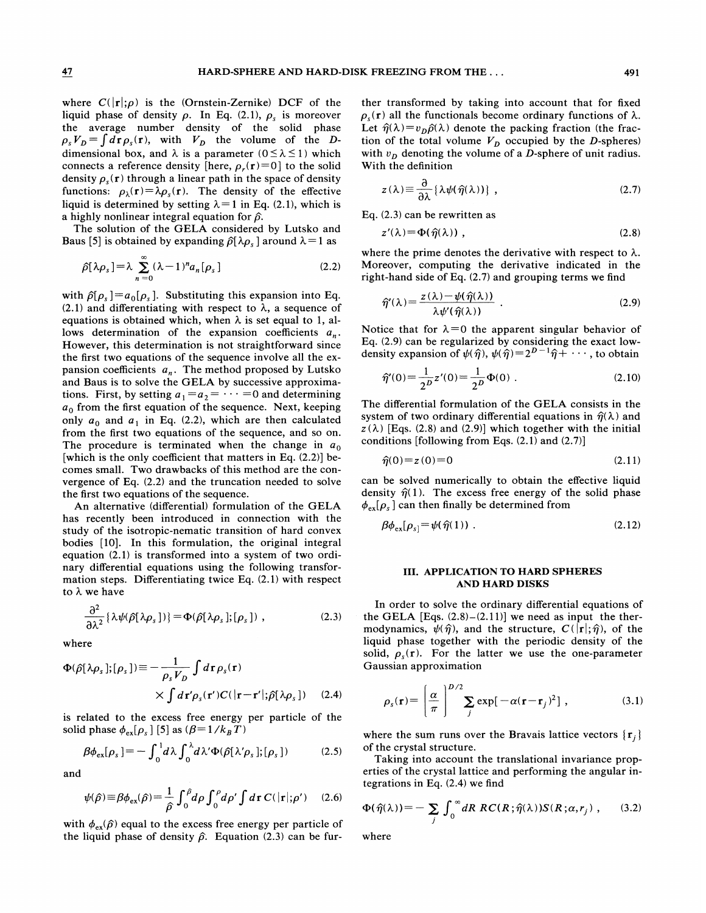where $C(|\mathbf{r}|;\rho)$ is the (Ornstein-Zernike) DCF of the liquid phase of density $\rho$. In Eq. (2.1), $\rho_s$ is moreover the average number density of the solid phase $\rho_s V_D = \int d\mathbf{r}\,\rho_s(\mathbf{r})$, with $V_D$ the volume of the $D$-dimensional box, and $\lambda$ is a parameter $(0 \le \lambda \le 1)$ which connects a reference density [here, $\rho_r(\mathbf{r})=0$] to the solid density $\rho_s(\mathbf{r})$ through a linear path in the space of density functions: $\rho_\lambda(\mathbf{r}) = \lambda \rho_s(\mathbf{r})$. The density of the effective liquid is determined by setting $\lambda = 1$ in Eq. (2.1), which is a highly nonlinear integral equation for $\hat{\rho}$.

The solution of the GELA considered by Lutsko and Baus [5] is obtained by expanding $\hat{\rho}[\lambda \rho_s]$ around $\lambda = 1$ as

$$\hat{\rho}[\lambda\rho_s] = \lambda \sum_{n=0}^{\infty} (\lambda - 1)^n a_n[\rho_s] \tag{2.2}$$

with $\hat{\rho}[\rho_s] = a_0[\rho_s]$. Substituting this expansion into Eq. (2.1) and differentiating with respect to $\lambda$, a sequence of equations is obtained which, when $\lambda$ is set equal to 1, allows determination of the expansion coefficients $a_n$. However, this determination is not straightforward since the first two equations of the sequence involve all the expansion coefficients $a_n$. The method proposed by Lutsko and Baus is to solve the GELA by successive approximations. First, by setting $a_1 = a_2 = \cdots = 0$ and determining $a_0$ from the first equation of the sequence. Next, keeping only $a_0$ and $a_1$ in Eq. (2.2), which are then calculated from the first two equations of the sequence, and so on. The procedure is terminated when the change in $a_0$ [which is the only coefficient that matters in Eq. (2.2)] becomes small. Two drawbacks of this method are the convergence of Eq. (2.2) and the truncation needed to solve the first two equations of the sequence.

An alternative (differential) formulation of the GELA has recently been introduced in connection with the study of the isotropic-nematic transition of hard convex bodies [10]. In this formulation, the original integral equation (2.1) is transformed into a system of two ordinary differential equations using the following transformation steps. Differentiating twice Eq. (2.1) with respect to $\lambda$ we have

$$\frac{\partial^2}{\partial \lambda^2}\{\lambda \psi(\hat{\rho}[\lambda\rho_s])\} = \Phi(\hat{\rho}[\lambda\rho_s];[\rho_s]) , \tag{2.3}$$

where

$$\Phi(\hat{\rho}[\lambda\rho_s];[\rho_s]) \equiv -\frac{1}{\rho_s V_D}\int d\mathbf{r}\,\rho_s(\mathbf{r}) \times \int d\mathbf{r}'\rho_s(\mathbf{r}')C(|\mathbf{r}-\mathbf{r}'|;\hat{\rho}[\lambda\rho_s]) \tag{2.4}$$

is related to the excess free energy per particle of the solid phase $\phi_{\text{ex}}[\rho_s]$ [5] as $(\beta = 1/k_B T)$

$$\beta\phi_{\text{ex}}[\rho_s] = -\int_0^1 d\lambda \int_0^\lambda d\lambda' \Phi(\hat{\rho}[\lambda'\rho_s];[\rho_s]) \tag{2.5}$$

and

$$\psi(\hat{\rho}) \equiv \beta\phi_{\text{ex}}(\hat{\rho}) = \frac{1}{\hat{\rho}}\int_0^{\hat{\rho}} d\rho \int_0^{\rho} d\rho' \int d\mathbf{r}\, C(|\mathbf{r}|;\rho') \tag{2.6}$$

with $\phi_{\text{ex}}(\hat{\rho})$ equal to the excess free energy per particle of the liquid phase of density $\hat{\rho}$. Equation (2.3) can be further transformed by taking into account that for fixed $\rho_s(\mathbf{r})$ all the functionals become ordinary functions of $\lambda$. Let $\hat{\eta}(\lambda) = v_D \hat{\rho}(\lambda)$ denote the packing fraction (the fraction of the total volume $V_D$ occupied by the $D$-spheres) with $v_D$ denoting the volume of a $D$-sphere of unit radius. With the definition

$$z(\lambda) \equiv \frac{\partial}{\partial \lambda}\{\lambda \psi(\hat{\eta}(\lambda))\} , \tag{2.7}$$

Eq. (2.3) can be rewritten as

$$z'(\lambda) = \Phi(\hat{\eta}(\lambda)) , \tag{2.8}$$

where the prime denotes the derivative with respect to $\lambda$. Moreover, computing the derivative indicated in the right-hand side of Eq. (2.7) and grouping terms we find

$$\hat{\eta}'(\lambda) = \frac{z(\lambda) - \psi(\hat{\eta}(\lambda))}{\lambda \psi'(\hat{\eta}(\lambda))} . \tag{2.9}$$

Notice that for $\lambda = 0$ the apparent singular behavior of Eq. (2.9) can be regularized by considering the exact low-density expansion of $\psi(\hat{\eta})$, $\psi(\hat{\eta}) = 2^{D-1}\hat{\eta} + \cdots$, to obtain

$$\hat{\eta}'(0) = \frac{1}{2^D} z'(0) = \frac{1}{2^D}\Phi(0) . \tag{2.10}$$

The differential formulation of the GELA consists in the system of two ordinary differential equations in $\hat{\eta}(\lambda)$ and $z(\lambda)$ [Eqs. (2.8) and (2.9)] which together with the initial conditions [following from Eqs. (2.1) and (2.7)]

$$\hat{\eta}(0) = z(0) = 0 \tag{2.11}$$

can be solved numerically to obtain the effective liquid density $\hat{\eta}(1)$. The excess free energy of the solid phase $\phi_{\text{ex}}[\rho_s]$ can then finally be determined from

$$\beta\phi_{\text{ex}}[\rho_s] = \psi(\hat{\eta}(1)) . \tag{2.12}$$

## III. APPLICATION TO HARD SPHERES AND HARD DISKS

In order to solve the ordinary differential equations of the GELA [Eqs. (2.8)–(2.11)] we need as input the thermodynamics, $\psi(\hat{\eta})$, and the structure, $C(|\mathbf{r}|;\hat{\eta})$, of the liquid phase together with the periodic density of the solid, $\rho_s(\mathbf{r})$. For the latter we use the one-parameter Gaussian approximation

$$\rho_s(\mathbf{r}) = \left[\frac{\alpha}{\pi}\right]^{D/2} \sum_j \exp[-\alpha(\mathbf{r}-\mathbf{r}_j)^2] , \tag{3.1}$$

where the sum runs over the Bravais lattice vectors $\{\mathbf{r}_j\}$ of the crystal structure.

Taking into account the translational invariance properties of the crystal lattice and performing the angular integrations in Eq. (2.4) we find

$$\Phi(\hat{\eta}(\lambda)) = -\sum_j \int_0^\infty dR\, R C(R;\hat{\eta}(\lambda)) S(R;\alpha,r_j) , \tag{3.2}$$

where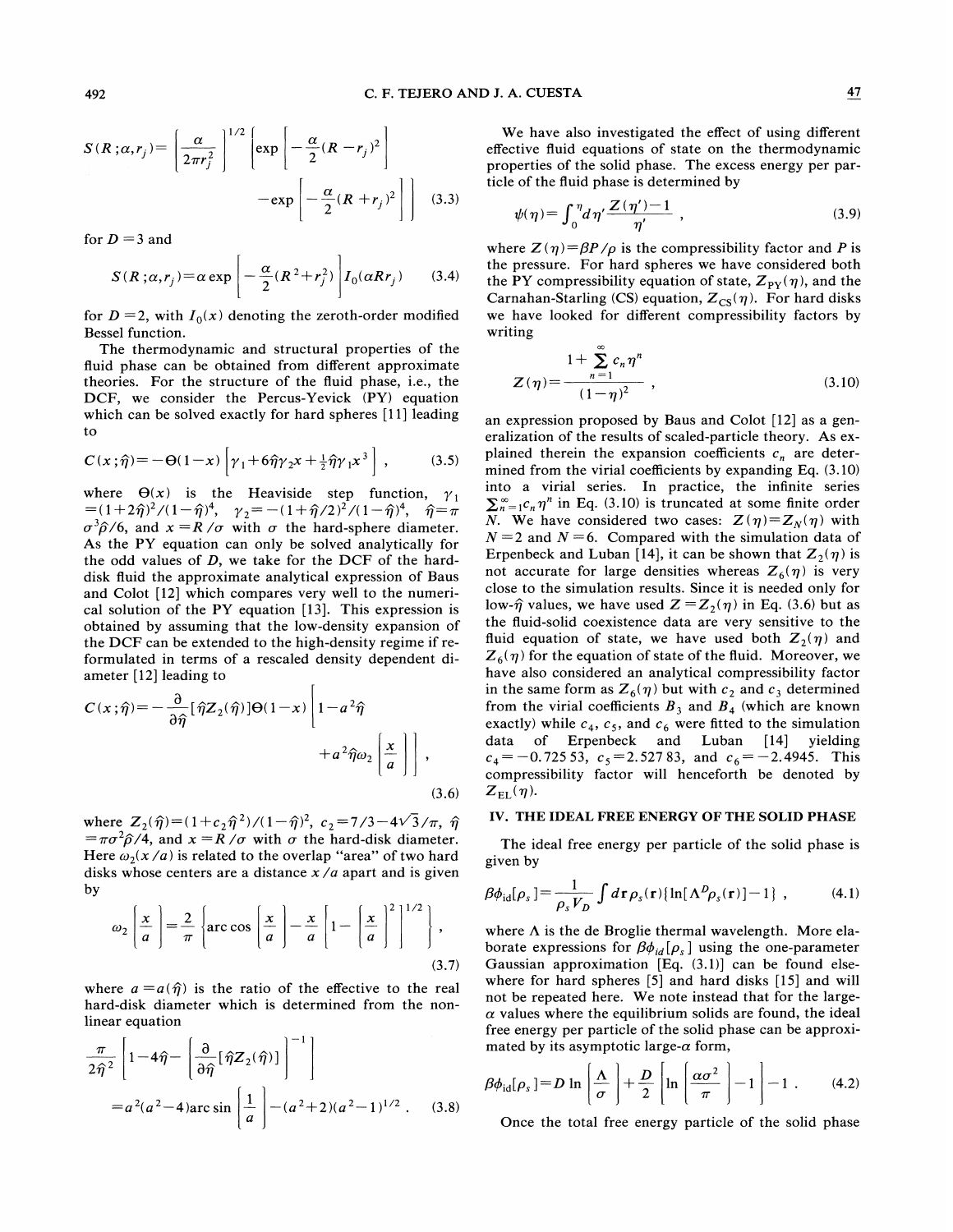$$S(R;\alpha,r_j)=\left[\frac{\alpha}{2\pi r_j^2}\right]^{1/2}\left[\exp\left[-\frac{\alpha}{2}(R-r_j)^2\right]-\exp\left[-\frac{\alpha}{2}(R+r_j)^2\right]\right] \quad (3.3)$$

for $D=3$ and

$$S(R;\alpha,r_j)=\alpha\exp\left[-\frac{\alpha}{2}(R^2+r_j^2)\right]I_0(\alpha R r_j) \quad (3.4)$$

for $D=2$, with $I_0(x)$ denoting the zeroth-order modified Bessel function.

The thermodynamic and structural properties of the fluid phase can be obtained from different approximate theories. For the structure of the fluid phase, i.e., the DCF, we consider the Percus-Yevick (PY) equation which can be solved exactly for hard spheres [11] leading to

$$C(x;\hat{\eta})=-\Theta(1-x)\left[\gamma_1+6\hat{\eta}\gamma_2 x+\tfrac{1}{2}\hat{\eta}\gamma_1 x^3\right], \quad (3.5)$$

where $\Theta(x)$ is the Heaviside step function, $\gamma_1=(1+2\hat{\eta})^2/(1-\hat{\eta})^4$, $\gamma_2=-(1+\hat{\eta}/2)^2/(1-\hat{\eta})^4$, $\hat{\eta}=\pi\sigma^3\hat{\rho}/6$, and $x=R/\sigma$ with $\sigma$ the hard-sphere diameter. As the PY equation can only be solved analytically for the odd values of $D$, we take for the DCF of the hard-disk fluid the approximate analytical expression of Baus and Colot [12] which compares very well to the numerical solution of the PY equation [13]. This expression is obtained by assuming that the low-density expansion of the DCF can be extended to the high-density regime if reformulated in terms of a rescaled density dependent diameter [12] leading to

$$C(x;\hat{\eta})=-\frac{\partial}{\partial\hat{\eta}}[\hat{\eta}Z_2(\hat{\eta})]\Theta(1-x)\left[1-a^2\hat{\eta}+a^2\hat{\eta}\omega_2\left[\frac{x}{a}\right]\right], \quad (3.6)$$

where $Z_2(\hat{\eta})=(1+c_2\hat{\eta}^2)/(1-\hat{\eta})^2$, $c_2=7/3-4\sqrt{3}/\pi$, $\hat{\eta}=\pi\sigma^2\hat{\rho}/4$, and $x=R/\sigma$ with $\sigma$ the hard-disk diameter. Here $\omega_2(x/a)$ is related to the overlap "area" of two hard disks whose centers are a distance $x/a$ apart and is given by

$$\omega_2\left[\frac{x}{a}\right]=\frac{2}{\pi}\left\{\arccos\left[\frac{x}{a}\right]-\frac{x}{a}\left[1-\left[\frac{x}{a}\right]^2\right]^{1/2}\right\}, \quad (3.7)$$

where $a=a(\hat{\eta})$ is the ratio of the effective to the real hard-disk diameter which is determined from the nonlinear equation

$$\frac{\pi}{2\hat{\eta}^2}\left[1-4\hat{\eta}-\left[\frac{\partial}{\partial\hat{\eta}}[\hat{\eta}Z_2(\hat{\eta})]\right]^{-1}\right]=a^2(a^2-4)\arcsin\left[\frac{1}{a}\right]-(a^2+2)(a^2-1)^{1/2}. \quad (3.8)$$

We have also investigated the effect of using different effective fluid equations of state on the thermodynamic properties of the solid phase. The excess energy per particle of the fluid phase is determined by

$$\psi(\eta)=\int_0^{\eta}d\eta'\frac{Z(\eta')-1}{\eta'}, \quad (3.9)$$

where $Z(\eta)=\beta P/\rho$ is the compressibility factor and $P$ is the pressure. For hard spheres we have considered both the PY compressibility equation of state, $Z_{\rm PY}(\eta)$, and the Carnahan-Starling (CS) equation, $Z_{\rm CS}(\eta)$. For hard disks we have looked for different compressibility factors by writing

$$Z(\eta)=\frac{1+\sum_{n=1}^{\infty}c_n\eta^n}{(1-\eta)^2}, \quad (3.10)$$

an expression proposed by Baus and Colot [12] as a generalization of the results of scaled-particle theory. As explained therein the expansion coefficients $c_n$ are determined from the virial coefficients by expanding Eq. (3.10) into a virial series. In practice, the infinite series $\sum_{n=1}^{\infty}c_n\eta^n$ in Eq. (3.10) is truncated at some finite order $N$. We have considered two cases: $Z(\eta)=Z_N(\eta)$ with $N=2$ and $N=6$. Compared with the simulation data of Erpenbeck and Luban [14], it can be shown that $Z_2(\eta)$ is not accurate for large densities whereas $Z_6(\eta)$ is very close to the simulation results. Since it is needed only for low-$\hat{\eta}$ values, we have used $Z=Z_2(\eta)$ in Eq. (3.6) but as the fluid-solid coexistence data are very sensitive to the fluid equation of state, we have used both $Z_2(\eta)$ and $Z_6(\eta)$ for the equation of state of the fluid. Moreover, we have also considered an analytical compressibility factor in the same form as $Z_6(\eta)$ but with $c_2$ and $c_3$ determined from the virial coefficients $B_3$ and $B_4$ (which are known exactly) while $c_4$, $c_5$, and $c_6$ were fitted to the simulation data of Erpenbeck and Luban [14] yielding $c_4=-0.72553$, $c_5=2.52783$, and $c_6=-2.4945$. This compressibility factor will henceforth be denoted by $Z_{\rm EL}(\eta)$.

## IV. THE IDEAL FREE ENERGY OF THE SOLID PHASE

The ideal free energy per particle of the solid phase is given by

$$\beta\phi_{\rm id}[\rho_s]=\frac{1}{\rho_s V_D}\int d\mathbf{r}\,\rho_s(\mathbf{r})\{\ln[\Lambda^D\rho_s(\mathbf{r})]-1\}, \quad (4.1)$$

where $\Lambda$ is the de Broglie thermal wavelength. More elaborate expressions for $\beta\phi_{id}[\rho_s]$ using the one-parameter Gaussian approximation [Eq. (3.1)] can be found elsewhere for hard spheres [5] and hard disks [15] and will not be repeated here. We note instead that for the large-$\alpha$ values where the equilibrium solids are found, the ideal free energy per particle of the solid phase can be approximated by its asymptotic large-$\alpha$ form,

$$\beta\phi_{\rm id}[\rho_s]=D\ln\left[\frac{\Lambda}{\sigma}\right]+\frac{D}{2}\left[\ln\left[\frac{\alpha\sigma^2}{\pi}\right]-1\right]-1. \quad (4.2)$$

Once the total free energy particle of the solid phase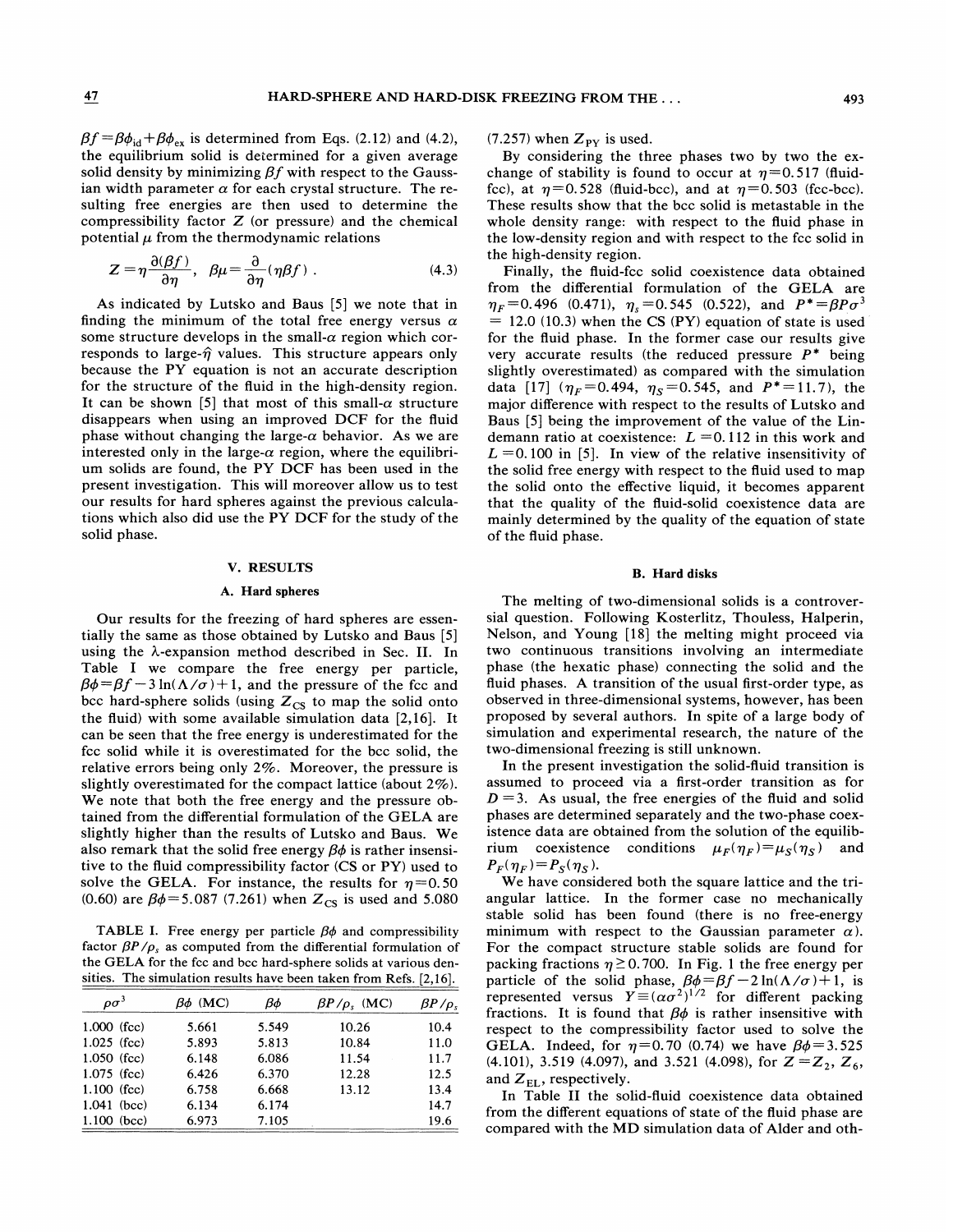$\beta f = \beta\phi_{\rm id} + \beta\phi_{\rm ex}$ is determined from Eqs. (2.12) and (4.2), the equilibrium solid is determined for a given average solid density by minimizing $\beta f$ with respect to the Gaussian width parameter $\alpha$ for each crystal structure. The resulting free energies are then used to determine the compressibility factor $Z$ (or pressure) and the chemical potential $\mu$ from the thermodynamic relations

$$Z = \eta \frac{\partial(\beta f)}{\partial \eta}, \quad \beta\mu = \frac{\partial}{\partial \eta}(\eta \beta f) \ . \tag{4.3}$$

As indicated by Lutsko and Baus [5] we note that in finding the minimum of the total free energy versus $\alpha$ some structure develops in the small-$\alpha$ region which corresponds to large-$\hat{\eta}$ values. This structure appears only because the PY equation is not an accurate description for the structure of the fluid in the high-density region. It can be shown [5] that most of this small-$\alpha$ structure disappears when using an improved DCF for the fluid phase without changing the large-$\alpha$ behavior. As we are interested only in the large-$\alpha$ region, where the equilibrium solids are found, the PY DCF has been used in the present investigation. This will moreover allow us to test our results for hard spheres against the previous calculations which also did use the PY DCF for the study of the solid phase.

## V. RESULTS

### A. Hard spheres

Our results for the freezing of hard spheres are essentially the same as those obtained by Lutsko and Baus [5] using the $\lambda$-expansion method described in Sec. II. In Table I we compare the free energy per particle, $\beta\phi = \beta f - 3\ln(\Lambda/\sigma) + 1$, and the pressure of the fcc and bcc hard-sphere solids (using $Z_{\rm CS}$ to map the solid onto the fluid) with some available simulation data [2,16]. It can be seen that the free energy is underestimated for the fcc solid while it is overestimated for the bcc solid, the relative errors being only 2%. Moreover, the pressure is slightly overestimated for the compact lattice (about 2%). We note that both the free energy and the pressure obtained from the differential formulation of the GELA are slightly higher than the results of Lutsko and Baus. We also remark that the solid free energy $\beta\phi$ is rather insensitive to the fluid compressibility factor (CS or PY) used to solve the GELA. For instance, the results for $\eta = 0.50$ (0.60) are $\beta\phi = 5.087$ (7.261) when $Z_{\rm CS}$ is used and 5.080 (7.257) when $Z_{\rm PY}$ is used.

TABLE I. Free energy per particle $\beta\phi$ and compressibility factor $\beta P/\rho_s$ as computed from the differential formulation of the GELA for the fcc and bcc hard-sphere solids at various densities. The simulation results have been taken from Refs. [2,16].

| $\rho\sigma^3$ | $\beta\phi$ (MC) | $\beta\phi$ | $\beta P/\rho_s$ (MC) | $\beta P/\rho_s$ |
|---|---|---|---|---|
| 1.000 (fcc) | 5.661 | 5.549 | 10.26 | 10.4 |
| 1.025 (fcc) | 5.893 | 5.813 | 10.84 | 11.0 |
| 1.050 (fcc) | 6.148 | 6.086 | 11.54 | 11.7 |
| 1.075 (fcc) | 6.426 | 6.370 | 12.28 | 12.5 |
| 1.100 (fcc) | 6.758 | 6.668 | 13.12 | 13.4 |
| 1.041 (bcc) | 6.134 | 6.174 | | 14.7 |
| 1.100 (bcc) | 6.973 | 7.105 | | 19.6 |

By considering the three phases two by two the exchange of stability is found to occur at $\eta = 0.517$ (fluid-fcc), at $\eta = 0.528$ (fluid-bcc), and at $\eta = 0.503$ (fcc-bcc). These results show that the bcc solid is metastable in the whole density range: with respect to the fluid phase in the low-density region and with respect to the fcc solid in the high-density region.

Finally, the fluid-fcc solid coexistence data obtained from the differential formulation of the GELA are $\eta_F = 0.496$ (0.471), $\eta_s = 0.545$ (0.522), and $P^* = \beta P \sigma^3 = 12.0$ (10.3) when the CS (PY) equation of state is used for the fluid phase. In the former case our results give very accurate results (the reduced pressure $P^*$ being slightly overestimated) as compared with the simulation data [17] ($\eta_F = 0.494$, $\eta_S = 0.545$, and $P^* = 11.7$), the major difference with respect to the results of Lutsko and Baus [5] being the improvement of the value of the Lindemann ratio at coexistence: $L = 0.112$ in this work and $L = 0.100$ in [5]. In view of the relative insensitivity of the solid free energy with respect to the fluid used to map the solid onto the effective liquid, it becomes apparent that the quality of the fluid-solid coexistence data are mainly determined by the quality of the equation of state of the fluid phase.

### B. Hard disks

The melting of two-dimensional solids is a controversial question. Following Kosterlitz, Thouless, Halperin, Nelson, and Young [18] the melting might proceed via two continuous transitions involving an intermediate phase (the hexatic phase) connecting the solid and the fluid phases. A transition of the usual first-order type, as observed in three-dimensional systems, however, has been proposed by several authors. In spite of a large body of simulation and experimental research, the nature of the two-dimensional freezing is still unknown.

In the present investigation the solid-fluid transition is assumed to proceed via a first-order transition as for $D = 3$. As usual, the free energies of the fluid and solid phases are determined separately and the two-phase coexistence data are obtained from the solution of the equilibrium coexistence conditions $\mu_F(\eta_F) = \mu_S(\eta_S)$ and $P_F(\eta_F) = P_S(\eta_S)$.

We have considered both the square lattice and the triangular lattice. In the former case no mechanically stable solid has been found (there is no free-energy minimum with respect to the Gaussian parameter $\alpha$). For the compact structure stable solids are found for packing fractions $\eta \geq 0.700$. In Fig. 1 the free energy per particle of the solid phase, $\beta\phi = \beta f - 2\ln(\Lambda/\sigma) + 1$, is represented versus $Y \equiv (\alpha\sigma^2)^{1/2}$ for different packing fractions. It is found that $\beta\phi$ is rather insensitive with respect to the compressibility factor used to solve the GELA. Indeed, for $\eta = 0.70$ (0.74) we have $\beta\phi = 3.525$ (4.101), 3.519 (4.097), and 3.521 (4.098), for $Z = Z_2$, $Z_6$, and $Z_{\rm EL}$, respectively.

In Table II the solid-fluid coexistence data obtained from the different equations of state of the fluid phase are compared with the MD simulation data of Alder and oth-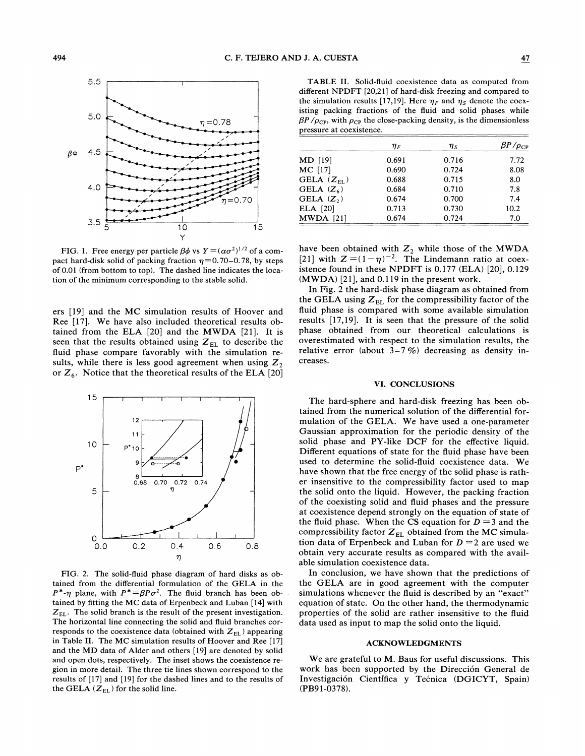FIG. 1. Free energy per particle $\beta\phi$ vs $Y=(\alpha\sigma^2)^{1/2}$ of a compact hard-disk solid of packing fraction $\eta=0.70$–$0.78$, by steps of 0.01 (from bottom to top). The dashed line indicates the location of the minimum corresponding to the stable solid.

ers [19] and the MC simulation results of Hoover and Ree [17]. We have also included theoretical results obtained from the ELA [20] and the MWDA [21]. It is seen that the results obtained using $Z_{\rm EL}$ to describe the fluid phase compare favorably with the simulation results, while there is less good agreement when using $Z_2$ or $Z_6$. Notice that the theoretical results of the ELA [20] have been obtained with $Z_2$ while those of the MWDA [21] with $Z=(1-\eta)^{-2}$. The Lindemann ratio at coexistence found in these NPDFT is 0.177 (ELA) [20], 0.129 (MWDA) [21], and 0.119 in the present work.

FIG. 2. The solid-fluid phase diagram of hard disks as obtained from the differential formulation of the GELA in the $P^*$-$\eta$ plane, with $P^*=\beta P\sigma^2$. The fluid branch has been obtained by fitting the MC data of Erpenbeck and Luban [14] with $Z_{\rm EL}$. The solid branch is the result of the present investigation. The horizontal line connecting the solid and fluid branches corresponds to the coexistence data (obtained with $Z_{\rm EL}$) appearing in Table II. The MC simulation results of Hoover and Ree [17] and the MD data of Alder and others [19] are denoted by solid and open dots, respectively. The inset shows the coexistence region in more detail. The three tie lines shown correspond to the results of [17] and [19] for the dashed lines and to the results of the GELA ($Z_{\rm EL}$) for the solid line.

TABLE II. Solid-fluid coexistence data as computed from different NPDFT [20,21] of hard-disk freezing and compared to the simulation results [17,19]. Here $\eta_F$ and $\eta_S$ denote the coexisting packing fractions of the fluid and solid phases while $\beta P/\rho_{\rm CP}$, with $\rho_{\rm CP}$ the close-packing density, is the dimensionless pressure at coexistence.

| | $\eta_F$ | $\eta_S$ | $\beta P/\rho_{\rm CP}$ |
|---|---|---|---|
| MD [19] | 0.691 | 0.716 | 7.72 |
| MC [17] | 0.690 | 0.724 | 8.08 |
| GELA ($Z_{\rm EL}$) | 0.688 | 0.715 | 8.0 |
| GELA ($Z_6$) | 0.684 | 0.710 | 7.8 |
| GELA ($Z_2$) | 0.674 | 0.700 | 7.4 |
| ELA [20] | 0.713 | 0.730 | 10.2 |
| MWDA [21] | 0.674 | 0.724 | 7.0 |

In Fig. 2 the hard-disk phase diagram as obtained from the GELA using $Z_{\rm EL}$ for the compressibility factor of the fluid phase is compared with some available simulation results [17,19]. It is seen that the pressure of the solid phase obtained from our theoretical calculations is overestimated with respect to the simulation results, the relative error (about 3–7 %) decreasing as density increases.

## VI. CONCLUSIONS

The hard-sphere and hard-disk freezing has been obtained from the numerical solution of the differential formulation of the GELA. We have used a one-parameter Gaussian approximation for the periodic density of the solid phase and PY-like DCF for the effective liquid. Different equations of state for the fluid phase have been used to determine the solid-fluid coexistence data. We have shown that the free energy of the solid phase is rather insensitive to the compressibility factor used to map the solid onto the liquid. However, the packing fraction of the coexisting solid and fluid phases and the pressure at coexistence depend strongly on the equation of state of the fluid phase. When the CS equation for $D=3$ and the compressibility factor $Z_{\rm EL}$ obtained from the MC simulation data of Erpenbeck and Luban for $D=2$ are used we obtain very accurate results as compared with the available simulation coexistence data.

In conclusion, we have shown that the predictions of the GELA are in good agreement with the computer simulations whenever the fluid is described by an "exact" equation of state. On the other hand, the thermodynamic properties of the solid are rather insensitive to the fluid data used as input to map the solid onto the liquid.

## ACKNOWLEDGMENTS

We are grateful to M. Baus for useful discussions. This work has been supported by the Dirección General de Investigación Científica y Técnica (DGICYT, Spain) (PB91-0378).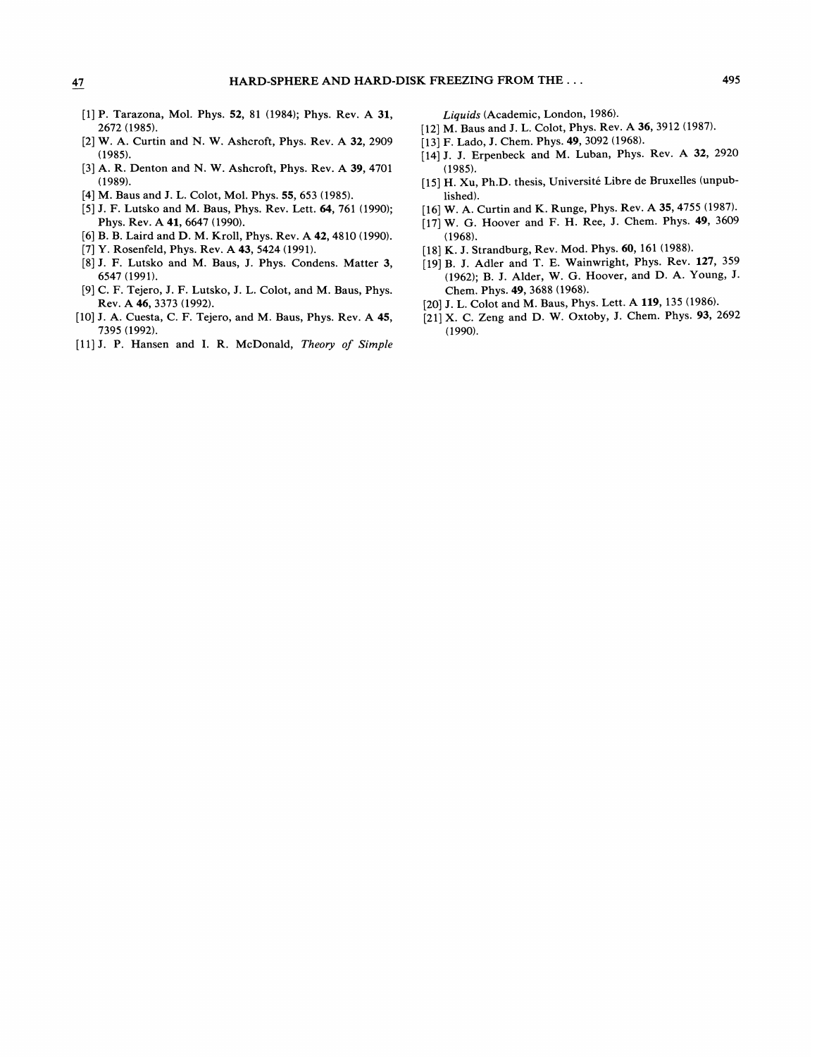[1] P. Tarazona, Mol. Phys. **52**, 81 (1984); Phys. Rev. A **31**, 2672 (1985).

[2] W. A. Curtin and N. W. Ashcroft, Phys. Rev. A **32**, 2909 (1985).

[3] A. R. Denton and N. W. Ashcroft, Phys. Rev. A **39**, 4701 (1989).

[4] M. Baus and J. L. Colot, Mol. Phys. **55**, 653 (1985).

[5] J. F. Lutsko and M. Baus, Phys. Rev. Lett. **64**, 761 (1990); Phys. Rev. A **41**, 6647 (1990).

[6] B. B. Laird and D. M. Kroll, Phys. Rev. A **42**, 4810 (1990).

[7] Y. Rosenfeld, Phys. Rev. A **43**, 5424 (1991).

[8] J. F. Lutsko and M. Baus, J. Phys. Condens. Matter **3**, 6547 (1991).

[9] C. F. Tejero, J. F. Lutsko, J. L. Colot, and M. Baus, Phys. Rev. A **46**, 3373 (1992).

[10] J. A. Cuesta, C. F. Tejero, and M. Baus, Phys. Rev. A **45**, 7395 (1992).

[11] J. P. Hansen and I. R. McDonald, *Theory of Simple Liquids* (Academic, London, 1986).

[12] M. Baus and J. L. Colot, Phys. Rev. A **36**, 3912 (1987).

[13] F. Lado, J. Chem. Phys. **49**, 3092 (1968).

[14] J. J. Erpenbeck and M. Luban, Phys. Rev. A **32**, 2920 (1985).

[15] H. Xu, Ph.D. thesis, Université Libre de Bruxelles (unpublished).

[16] W. A. Curtin and K. Runge, Phys. Rev. A **35**, 4755 (1987).

[17] W. G. Hoover and F. H. Ree, J. Chem. Phys. **49**, 3609 (1968).

[18] K. J. Strandburg, Rev. Mod. Phys. **60**, 161 (1988).

[19] B. J. Adler and T. E. Wainwright, Phys. Rev. **127**, 359 (1962); B. J. Alder, W. G. Hoover, and D. A. Young, J. Chem. Phys. **49**, 3688 (1968).

[20] J. L. Colot and M. Baus, Phys. Lett. A **119**, 135 (1986).

[21] X. C. Zeng and D. W. Oxtoby, J. Chem. Phys. **93**, 2692 (1990).